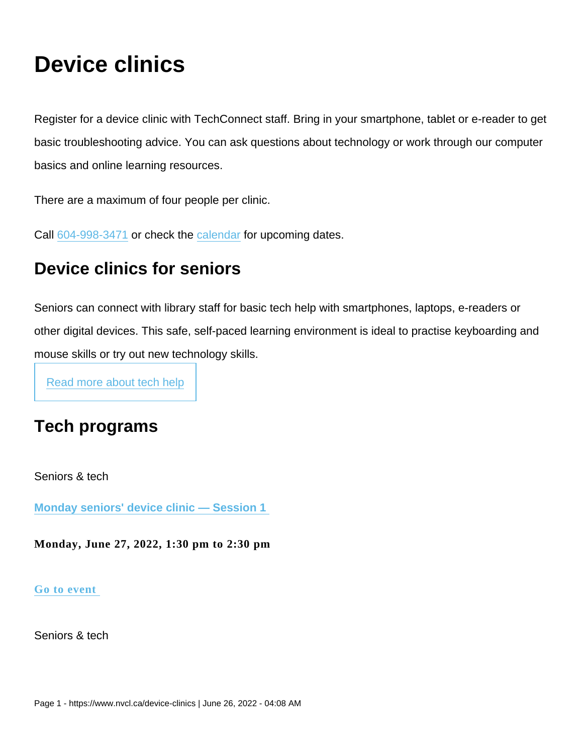# Device clinics

Register for a device clinic with TechConnect staff. Bring in your smartphone, tablet or e-reader to get basic troubleshooting advice. You can ask questions about technology or work through our computer basics and online learning resources.

There are a maximum of four people per clinic.

Call 604-998-3471 or check the calendar for upcoming dates.

## Device clinics for seniors

Seniors can connect with library staff for basic tech help with smartphones, laptops, e-readers or other digital devices. This safe, self-paced learning environment is ideal to practise keyboarding and mouse skills or try out new technology skills.

Read more about tech help

## Tech programs

Seniors & tech

**Monday seniors' device clinic — Session 1**

**Monday, June 27, 2022, 1:30 pm to 2:30 pm**

**Go to event**

Seniors & tech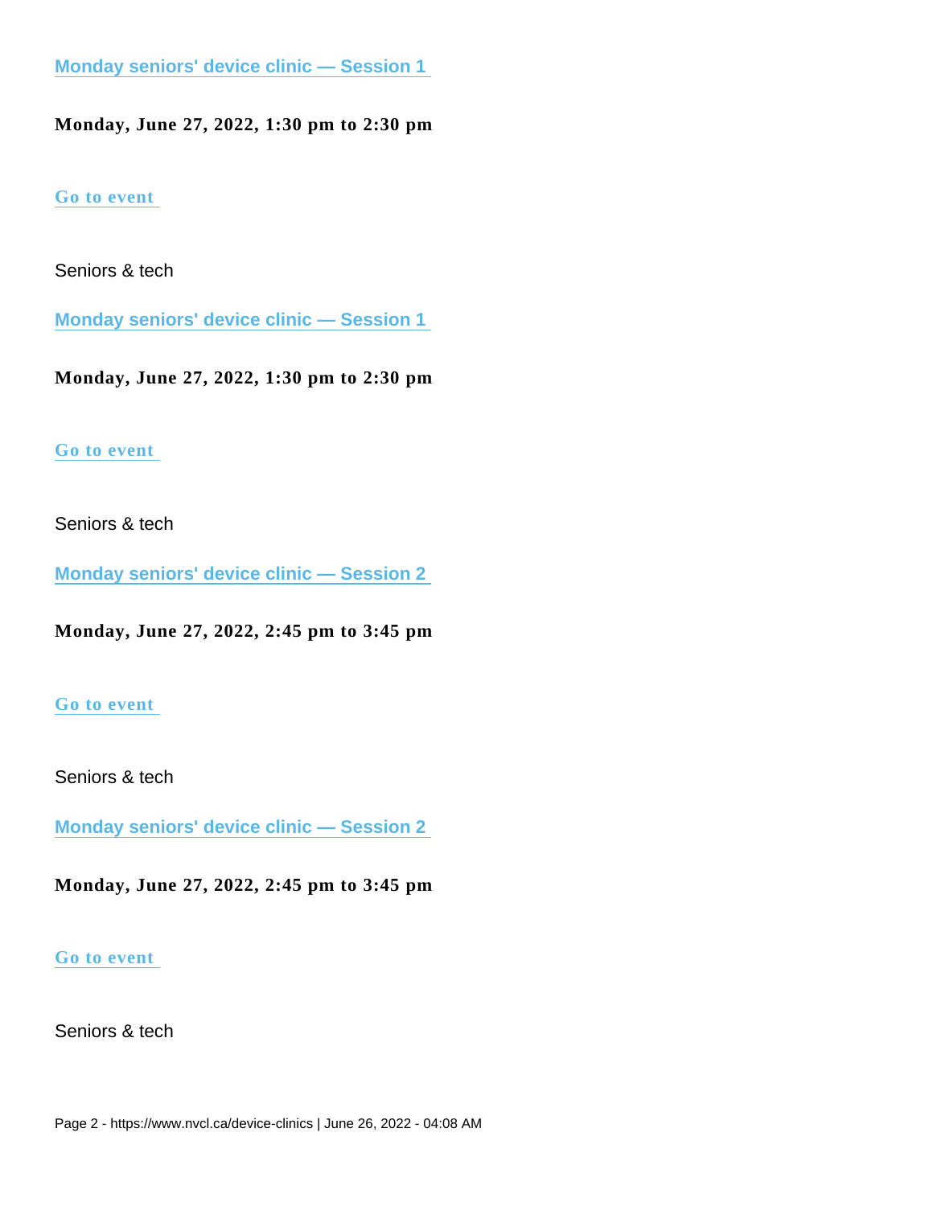**[Monday seniors' device clinic — Session 1](#)**

**Monday, June 27, 2022, 1:30 pm to 2:30 pm**

**[Go to event](#)**

Seniors & tech

**[Monday seniors' device clinic — Session 1](#)**

**Monday, June 27, 2022, 1:30 pm to 2:30 pm**

**[Go to event](#)**

Seniors & tech

**[Monday seniors' device clinic — Session 2](#)**

**Monday, June 27, 2022, 2:45 pm to 3:45 pm**

**[Go to event](#)**

Seniors & tech

**[Monday seniors' device clinic — Session 2](#)**

**Monday, June 27, 2022, 2:45 pm to 3:45 pm**

**[Go to event](#)**

Seniors & tech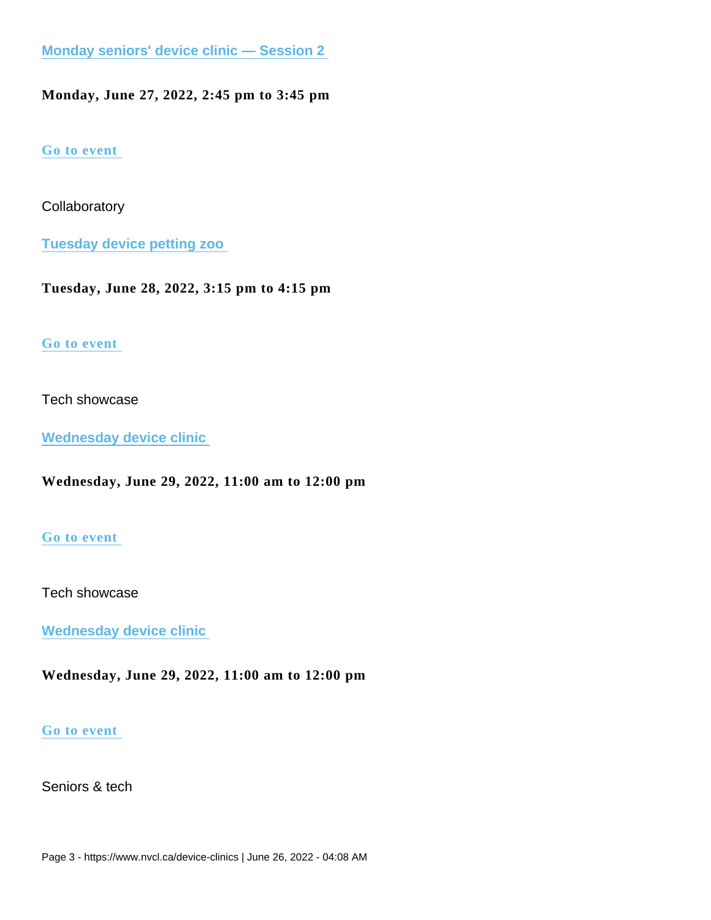[Monday seniors' device clinic — Session 2](#)

**Monday, June 27, 2022, 2:45 pm to 3:45 pm**

[Go to event](#)

Collaboratory

[Tuesday device petting zoo](#)

**Tuesday, June 28, 2022, 3:15 pm to 4:15 pm**

[Go to event](#)

Tech showcase

[Wednesday device clinic](#)

**Wednesday, June 29, 2022, 11:00 am to 12:00 pm**

[Go to event](#)

Tech showcase

[Wednesday device clinic](#)

**Wednesday, June 29, 2022, 11:00 am to 12:00 pm**

[Go to event](#)

Seniors & tech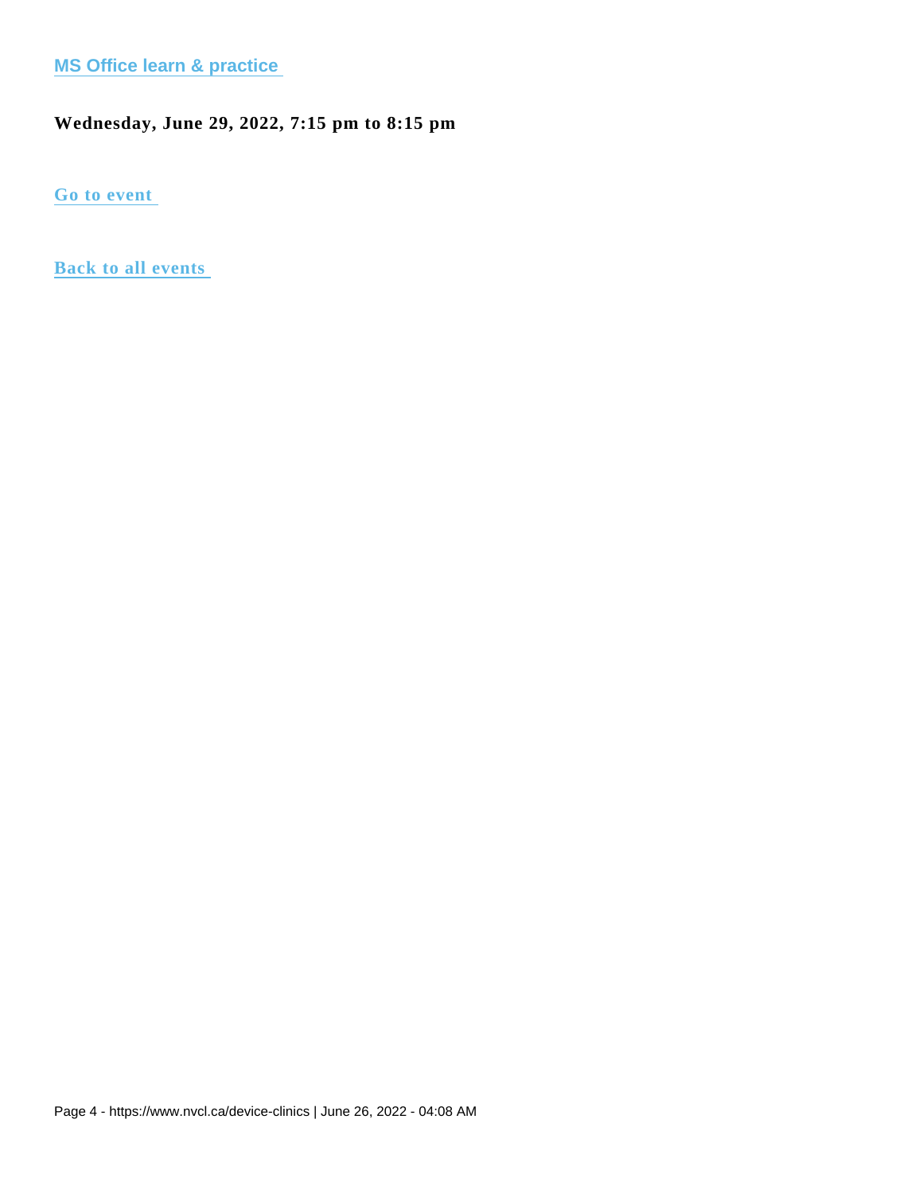[MS Office learn & practice](#)

**Wednesday, June 29, 2022, 7:15 pm to 8:15 pm**

[Go to event](#)

[Back to all events](#)